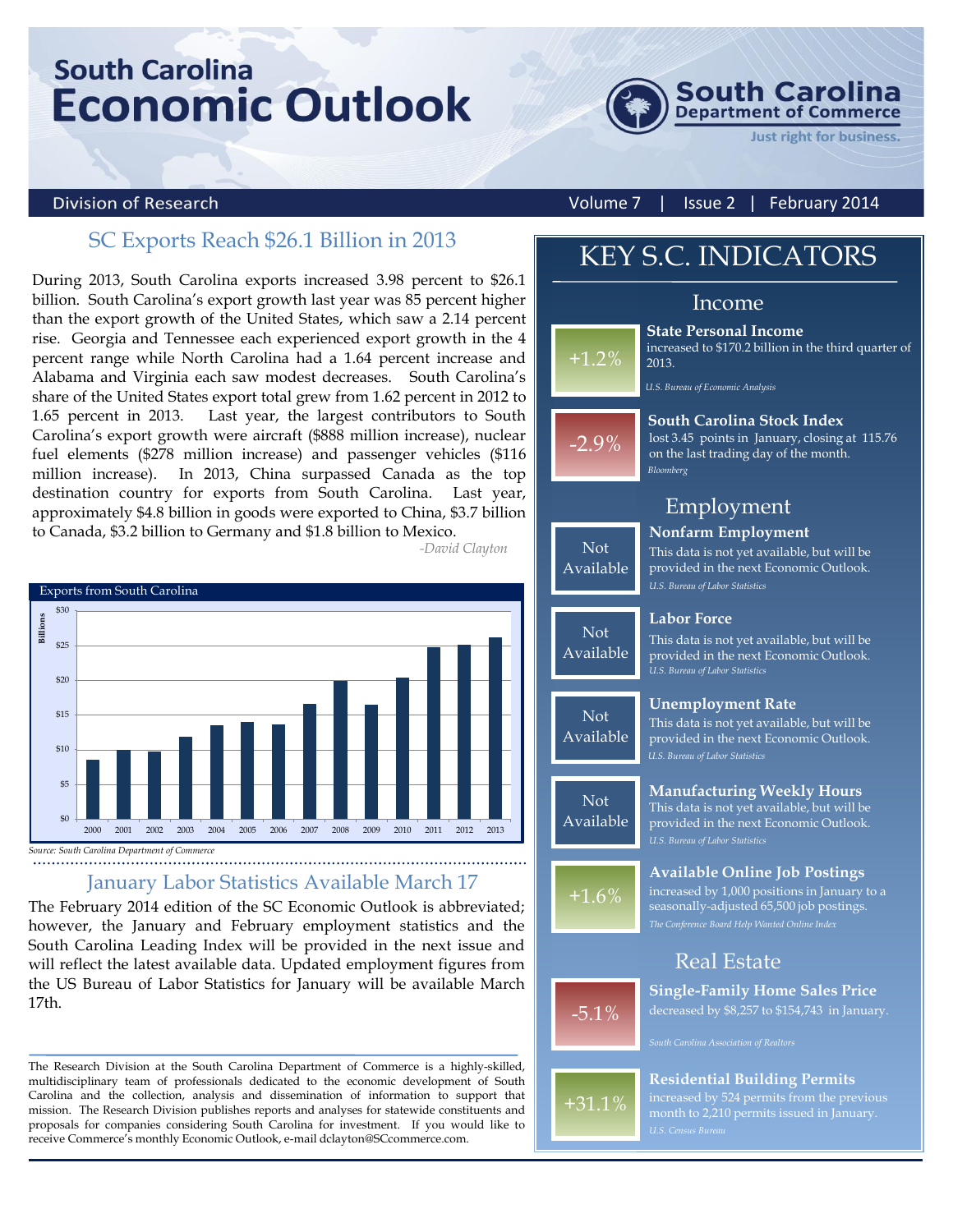# South Carolina Economic Outlook

South Carolina Department of Commerce
Just right for business.

Division of Research | Volume 7 | Issue 2 | February 2014

## SC Exports Reach $26.1 Billion in 2013

During 2013, South Carolina exports increased 3.98 percent to $26.1 billion. South Carolina's export growth last year was 85 percent higher than the export growth of the United States, which saw a 2.14 percent rise. Georgia and Tennessee each experienced export growth in the 4 percent range while North Carolina had a 1.64 percent increase and Alabama and Virginia each saw modest decreases. South Carolina's share of the United States export total grew from 1.62 percent in 2012 to 1.65 percent in 2013. Last year, the largest contributors to South Carolina's export growth were aircraft ($888 million increase), nuclear fuel elements ($278 million increase) and passenger vehicles ($116 million increase). In 2013, China surpassed Canada as the top destination country for exports from South Carolina. Last year, approximately $4.8 billion in goods were exported to China, $3.7 billion to Canada, $3.2 billion to Germany and $1.8 billion to Mexico.

*-David Clayton*

**Exports from South Carolina** (Billions)

| Year | Exports ($ Billions, approx.) |
|---|---|
| 2000 | 8.5 |
| 2001 | 9.9 |
| 2002 | 9.7 |
| 2003 | 11.8 |
| 2004 | 13.5 |
| 2005 | 14.0 |
| 2006 | 13.6 |
| 2007 | 16.5 |
| 2008 | 19.9 |
| 2009 | 16.4 |
| 2010 | 20.3 |
| 2011 | 24.7 |
| 2012 | 25.1 |
| 2013 | 26.1 |

*Source: South Carolina Department of Commerce*

## January Labor Statistics Available March 17

The February 2014 edition of the SC Economic Outlook is abbreviated; however, the January and February employment statistics and the South Carolina Leading Index will be provided in the next issue and will reflect the latest available data. Updated employment figures from the US Bureau of Labor Statistics for January will be available March 17th.

The Research Division at the South Carolina Department of Commerce is a highly-skilled, multidisciplinary team of professionals dedicated to the economic development of South Carolina and the collection, analysis and dissemination of information to support that mission. The Research Division publishes reports and analyses for statewide constituents and proposals for companies considering South Carolina for investment. If you would like to receive Commerce's monthly Economic Outlook, e-mail dclayton@SCcommerce.com.

## KEY S.C. INDICATORS

### Income

**+1.2%** — **State Personal Income**
increased to $170.2 billion in the third quarter of 2013.
*U.S. Bureau of Economic Analysis*

**-2.9%** — **South Carolina Stock Index**
lost 3.45 points in January, closing at 115.76 on the last trading day of the month.
*Bloomberg*

### Employment

**Not Available** — **Nonfarm Employment**
This data is not yet available, but will be provided in the next Economic Outlook.
*U.S. Bureau of Labor Statistics*

**Not Available** — **Labor Force**
This data is not yet available, but will be provided in the next Economic Outlook.
*U.S. Bureau of Labor Statistics*

**Not Available** — **Unemployment Rate**
This data is not yet available, but will be provided in the next Economic Outlook.
*U.S. Bureau of Labor Statistics*

**Not Available** — **Manufacturing Weekly Hours**
This data is not yet available, but will be provided in the next Economic Outlook.
*U.S. Bureau of Labor Statistics*

**+1.6%** — **Available Online Job Postings**
increased by 1,000 positions in January to a seasonally-adjusted 65,500 job postings.
*The Conference Board Help Wanted Online Index*

### Real Estate

**-5.1%** — **Single-Family Home Sales Price**
decreased by $8,257 to $154,743 in January.
*South Carolina Association of Realtors*

**+31.1%** — **Residential Building Permits**
increased by 524 permits from the previous month to 2,210 permits issued in January.
*U.S. Census Bureau*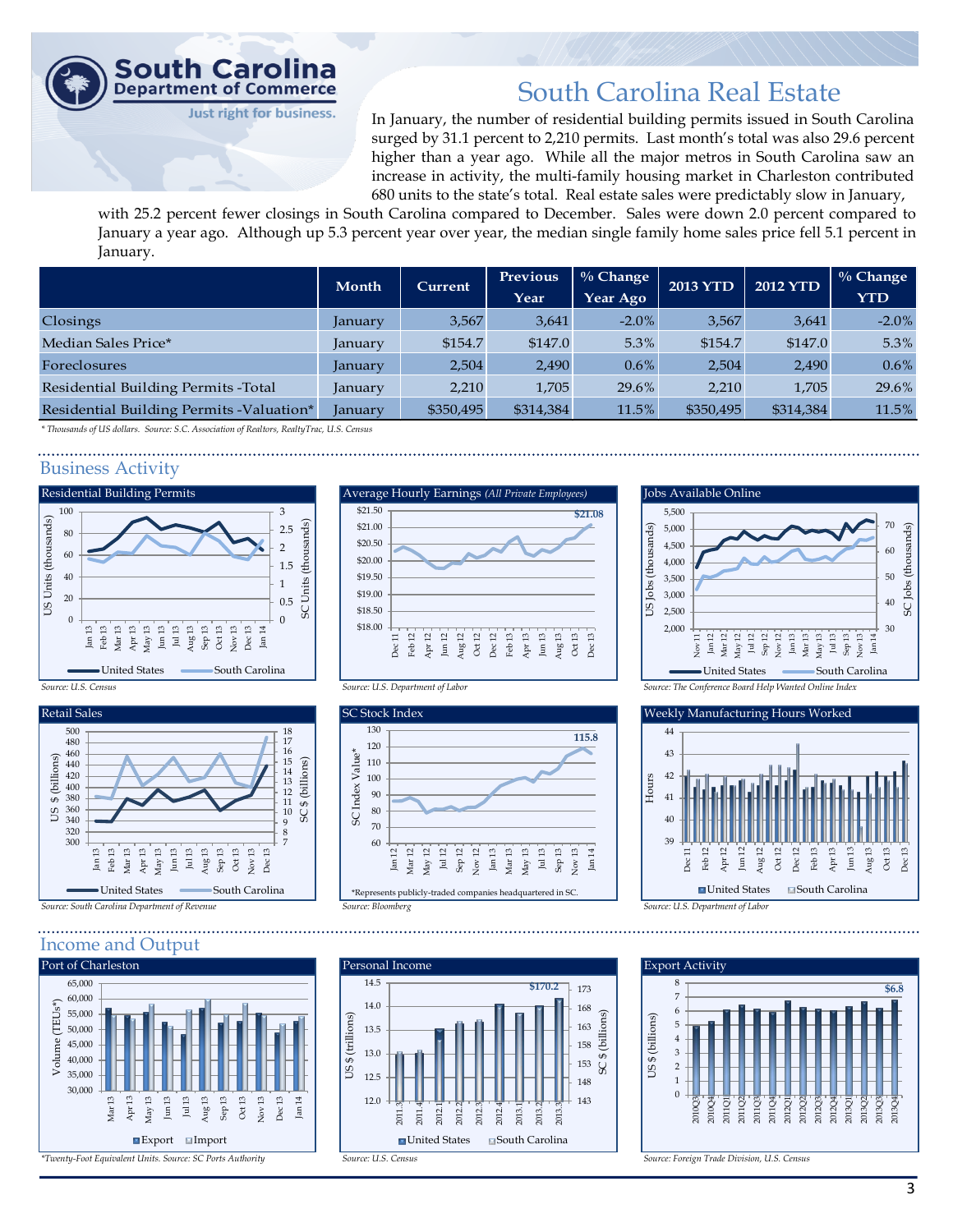# South Carolina Real Estate

In January, the number of residential building permits issued in South Carolina surged by 31.1 percent to 2,210 permits. Last month's total was also 29.6 percent higher than a year ago. While all the major metros in South Carolina saw an increase in activity, the multi-family housing market in Charleston contributed 680 units to the state's total. Real estate sales were predictably slow in January, with 25.2 percent fewer closings in South Carolina compared to December. Sales were down 2.0 percent compared to January a year ago. Although up 5.3 percent year over year, the median single family home sales price fell 5.1 percent in January.

| | Month | Current | Previous Year | % Change Year Ago | 2013 YTD | 2012 YTD | % Change YTD |
|---|---|---|---|---|---|---|---|
| Closings | January | 3,567 | 3,641 | -2.0% | 3,567 | 3,641 | -2.0% |
| Median Sales Price* | January | $154.7 | $147.0 | 5.3% | $154.7 | $147.0 | 5.3% |
| Foreclosures | January | 2,504 | 2,490 | 0.6% | 2,504 | 2,490 | 0.6% |
| Residential Building Permits -Total | January | 2,210 | 1,705 | 29.6% | 2,210 | 1,705 | 29.6% |
| Residential Building Permits -Valuation* | January | $350,495 | $314,384 | 11.5% | $350,495 | $314,384 | 11.5% |

*\* Thousands of US dollars. Source: S.C. Association of Realtors, RealtyTrac, U.S. Census*

## Business Activity

### Residential Building Permits

United States — South Carolina

*Source: U.S. Census*

### Average Hourly Earnings *(All Private Employees)*

$21.08

*Source: U.S. Department of Labor*

### Jobs Available Online

United States — South Carolina

*Source: The Conference Board Help Wanted Online Index*

### Retail Sales

United States — South Carolina

*Source: South Carolina Department of Revenue*

### SC Stock Index

115.8

*Represents publicly-traded companies headquartered in SC.

*Source: Bloomberg*

### Weekly Manufacturing Hours Worked

United States — South Carolina

*Source: U.S. Department of Labor*

## Income and Output

### Port of Charleston

Export — Import

*\*Twenty-Foot Equivalent Units. Source: SC Ports Authority*

### Personal Income

$170.2

United States — South Carolina

*Source: U.S. Census*

### Export Activity

$6.8

*Source: Foreign Trade Division, U.S. Census*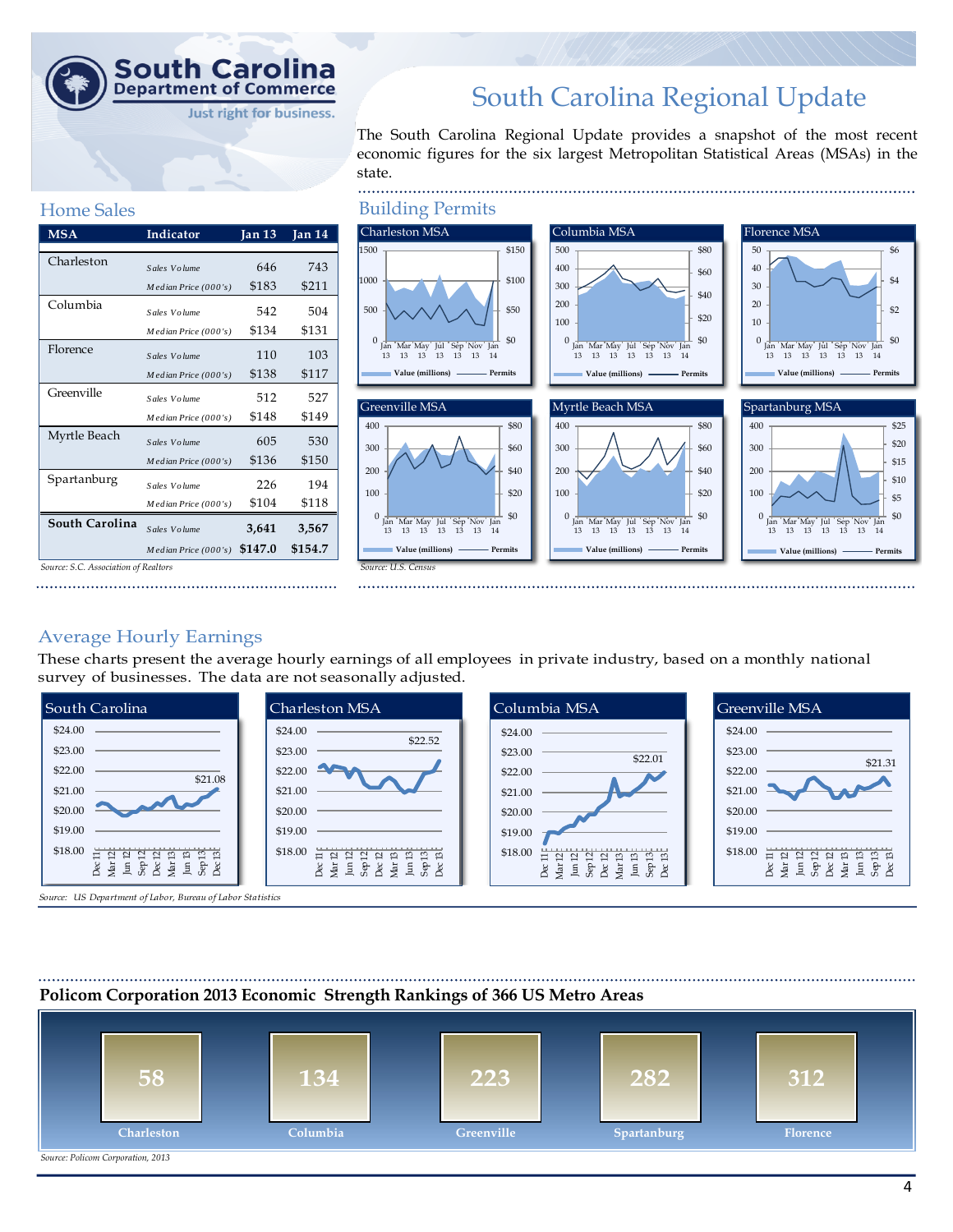**South Carolina Department of Commerce**
Just right for business.

# South Carolina Regional Update

The South Carolina Regional Update provides a snapshot of the most recent economic figures for the six largest Metropolitan Statistical Areas (MSAs) in the state.

## Home Sales

| MSA | Indicator | Jan 13 | Jan 14 |
|---|---|---|---|
| Charleston | *Sales Volume* | 646 | 743 |
| | *Median Price (000's)* | $183 | $211 |
| Columbia | *Sales Volume* | 542 | 504 |
| | *Median Price (000's)* | $134 | $131 |
| Florence | *Sales Volume* | 110 | 103 |
| | *Median Price (000's)* | $138 | $117 |
| Greenville | *Sales Volume* | 512 | 527 |
| | *Median Price (000's)* | $148 | $149 |
| Myrtle Beach | *Sales Volume* | 605 | 530 |
| | *Median Price (000's)* | $136 | $150 |
| Spartanburg | *Sales Volume* | 226 | 194 |
| | *Median Price (000's)* | $104 | $118 |
| **South Carolina** | *Sales Volume* | **3,641** | **3,567** |
| | *Median Price (000's)* | **$147.0** | **$154.7** |

*Source: S.C. Association of Realtors*

## Building Permits

Charleston MSA
1500, 1000, 500, 0
$150, $100, $50, $0
Jan 13, Mar 13, May 13, Jul 13, Sep 13, Nov 13, Jan 14
Value (millions) — Permits

Columbia MSA
500, 400, 300, 200, 100, 0
$80, $60, $40, $20, $0
Jan 13, Mar 13, May 13, Jul 13, Sep 13, Nov 13, Jan 14
Value (millions) — Permits

Florence MSA
50, 40, 30, 20, 10, 0
$6, $4, $2, $0
Jan 13, Mar 13, May 13, Jul 13, Sep 13, Nov 13, Jan 14
Value (millions) — Permits

Greenville MSA
400, 300, 200, 100, 0
$80, $60, $40, $20, $0
Jan 13, Mar 13, May 13, Jul 13, Sep 13, Nov 13, Jan 14
Value (millions) — Permits

Myrtle Beach MSA
400, 300, 200, 100, 0
$80, $60, $40, $20, $0
Jan 13, Mar 13, May 13, Jul 13, Sep 13, Nov 13, Jan 14
Value (millions) — Permits

Spartanburg MSA
400, 300, 200, 100, 0
$25, $20, $15, $10, $5, $0
Jan 13, Mar 13, May 13, Jul 13, Sep 13, Nov 13, Jan 14
Value (millions) — Permits

*Source: U.S. Census*

## Average Hourly Earnings

These charts present the average hourly earnings of all employees in private industry, based on a monthly national survey of businesses. The data are not seasonally adjusted.

South Carolina
$24.00, $23.00, $22.00, $21.00, $20.00, $19.00, $18.00
$21.08
Dec 11, Mar 12, Jun 12, Sep 12, Dec 12, Mar 13, Jun 13, Sep 13, Dec 13

Charleston MSA
$24.00, $23.00, $22.00, $21.00, $20.00, $19.00, $18.00
$22.52
Dec 11, Mar 12, Jun 12, Sep 12, Dec 12, Mar 13, Jun 13, Sep 13, Dec 13

Columbia MSA
$24.00, $23.00, $22.00, $21.00, $20.00, $19.00, $18.00
$22.01
Dec 11, Mar 12, Jun 12, Sep 12, Dec 12, Mar 13, Jun 13, Sep 13, Dec 13

Greenville MSA
$24.00, $23.00, $22.00, $21.00, $20.00, $19.00, $18.00
$21.31
Dec 11, Mar 12, Jun 12, Sep 12, Dec 12, Mar 13, Jun 13, Sep 13, Dec 13

*Source: US Department of Labor, Bureau of Labor Statistics*

## Policom Corporation 2013 Economic Strength Rankings of 366 US Metro Areas

| Charleston | Columbia | Greenville | Spartanburg | Florence |
|---|---|---|---|---|
| 58 | 134 | 223 | 282 | 312 |

*Source: Policom Corporation, 2013*